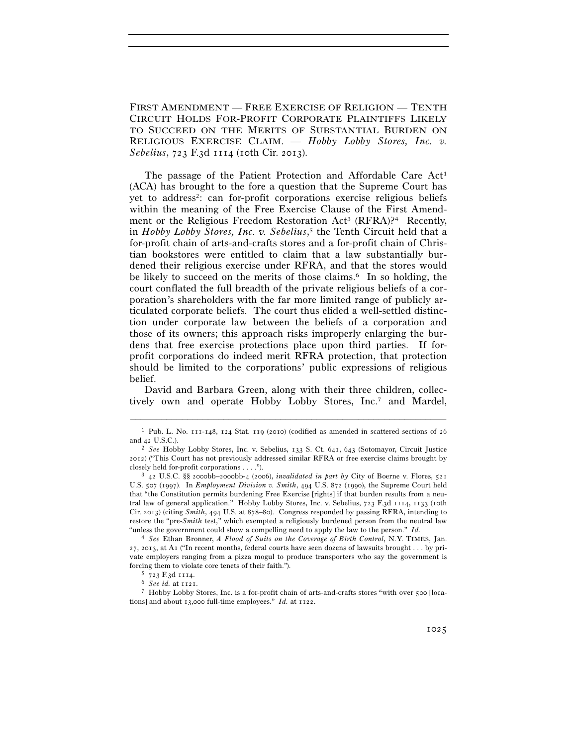FIRST AMENDMENT — FREE EXERCISE OF RELIGION — TENTH CIRCUIT HOLDS FOR-PROFIT CORPORATE PLAINTIFFS LIKELY TO SUCCEED ON THE MERITS OF SUBSTANTIAL BURDEN ON RELIGIOUS EXERCISE CLAIM. — *Hobby Lobby Stores, Inc. v. Sebelius*, 723 F.3d 1114 (10th Cir. 2013).

The passage of the Patient Protection and Affordable Care Act[1] (ACA) has brought to the fore a question that the Supreme Court has yet to address[2]: can for-profit corporations exercise religious beliefs within the meaning of the Free Exercise Clause of the First Amendment or the Religious Freedom Restoration Act[3] (RFRA)?[4] Recently, in *Hobby Lobby Stores, Inc. v. Sebelius*,[5] the Tenth Circuit held that a for-profit chain of arts-and-crafts stores and a for-profit chain of Christian bookstores were entitled to claim that a law substantially burdened their religious exercise under RFRA, and that the stores would be likely to succeed on the merits of those claims.[6] In so holding, the court conflated the full breadth of the private religious beliefs of a corporation's shareholders with the far more limited range of publicly articulated corporate beliefs. The court thus elided a well-settled distinction under corporate law between the beliefs of a corporation and those of its owners; this approach risks improperly enlarging the burdens that free exercise protections place upon third parties. If for-profit corporations do indeed merit RFRA protection, that protection should be limited to the corporations' public expressions of religious belief.

David and Barbara Green, along with their three children, collectively own and operate Hobby Lobby Stores, Inc.[7] and Mardel,

---

[1] Pub. L. No. 111-148, 124 Stat. 119 (2010) (codified as amended in scattered sections of 26 and 42 U.S.C.).

[2] *See* Hobby Lobby Stores, Inc. v. Sebelius, 133 S. Ct. 641, 643 (Sotomayor, Circuit Justice 2012) ("This Court has not previously addressed similar RFRA or free exercise claims brought by closely held for-profit corporations . . . .").

[3] 42 U.S.C. §§ 2000bb–2000bb-4 (2006), *invalidated in part by* City of Boerne v. Flores, 521 U.S. 507 (1997). In *Employment Division v. Smith*, 494 U.S. 872 (1990), the Supreme Court held that "the Constitution permits burdening Free Exercise [rights] if that burden results from a neutral law of general application." Hobby Lobby Stores, Inc. v. Sebelius, 723 F.3d 1114, 1133 (10th Cir. 2013) (citing *Smith*, 494 U.S. at 878–80). Congress responded by passing RFRA, intending to restore the "pre-*Smith* test," which exempted a religiously burdened person from the neutral law "unless the government could show a compelling need to apply the law to the person." *Id.*

[4] *See* Ethan Bronner, *A Flood of Suits on the Coverage of Birth Control*, N.Y. TIMES, Jan. 27, 2013, at A1 ("In recent months, federal courts have seen dozens of lawsuits brought . . . by private employers ranging from a pizza mogul to produce transporters who say the government is forcing them to violate core tenets of their faith.").

[5] 723 F.3d 1114.

[6] *See id.* at 1121.

[7] Hobby Lobby Stores, Inc. is a for-profit chain of arts-and-crafts stores "with over 500 [locations] and about 13,000 full-time employees." *Id.* at 1122.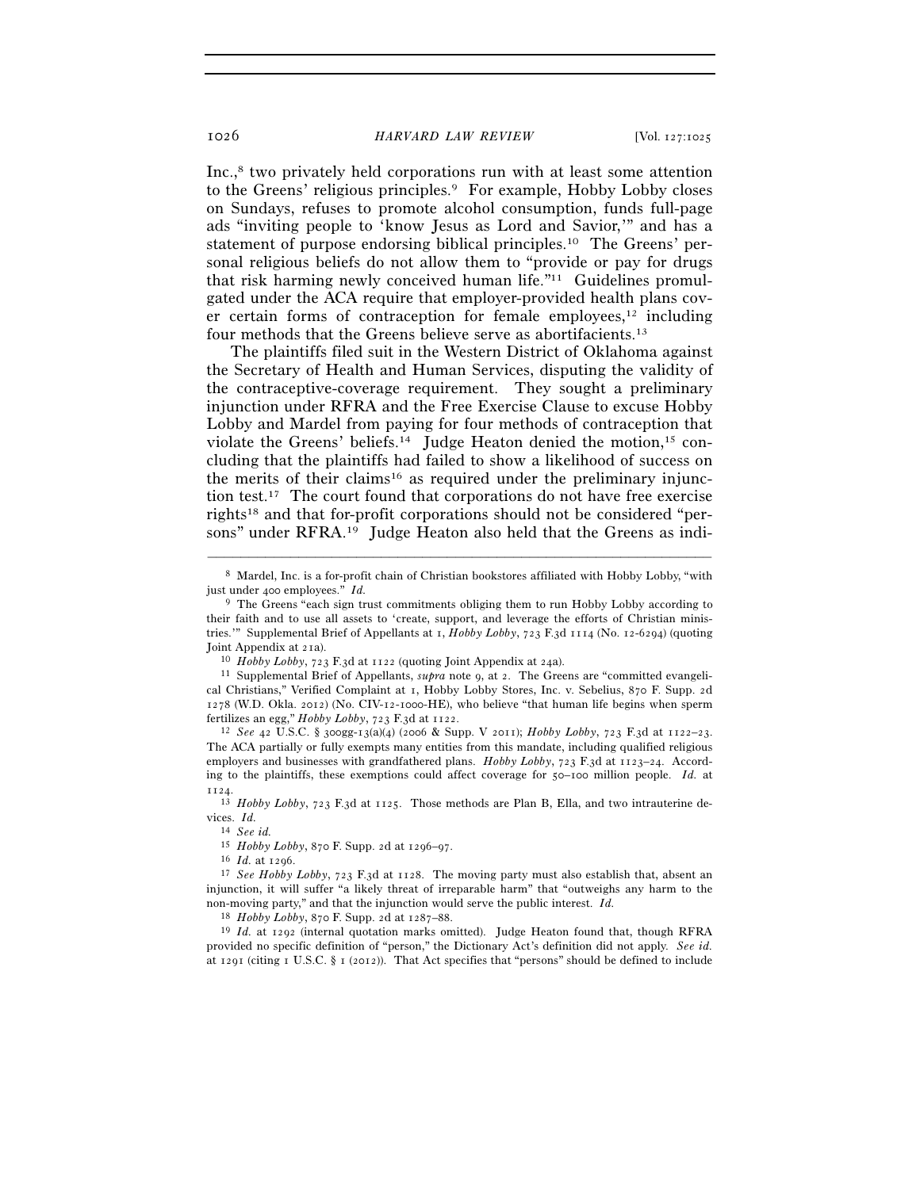Inc.,[8] two privately held corporations run with at least some attention to the Greens' religious principles.[9] For example, Hobby Lobby closes on Sundays, refuses to promote alcohol consumption, funds full-page ads "inviting people to 'know Jesus as Lord and Savior,'" and has a statement of purpose endorsing biblical principles.[10] The Greens' personal religious beliefs do not allow them to "provide or pay for drugs that risk harming newly conceived human life."[11] Guidelines promulgated under the ACA require that employer-provided health plans cover certain forms of contraception for female employees,[12] including four methods that the Greens believe serve as abortifacients.[13]

The plaintiffs filed suit in the Western District of Oklahoma against the Secretary of Health and Human Services, disputing the validity of the contraceptive-coverage requirement. They sought a preliminary injunction under RFRA and the Free Exercise Clause to excuse Hobby Lobby and Mardel from paying for four methods of contraception that violate the Greens' beliefs.[14] Judge Heaton denied the motion,[15] concluding that the plaintiffs had failed to show a likelihood of success on the merits of their claims[16] as required under the preliminary injunction test.[17] The court found that corporations do not have free exercise rights[18] and that for-profit corporations should not be considered "persons" under RFRA.[19] Judge Heaton also held that the Greens as indi-

---

[8] Mardel, Inc. is a for-profit chain of Christian bookstores affiliated with Hobby Lobby, "with just under 400 employees." *Id.*

[9] The Greens "each sign trust commitments obliging them to run Hobby Lobby according to their faith and to use all assets to 'create, support, and leverage the efforts of Christian ministries.'" Supplemental Brief of Appellants at 1, *Hobby Lobby*, 723 F.3d 1114 (No. 12-6294) (quoting Joint Appendix at 21a).

[10] *Hobby Lobby*, 723 F.3d at 1122 (quoting Joint Appendix at 24a).

[11] Supplemental Brief of Appellants, *supra* note 9, at 2. The Greens are "committed evangelical Christians," Verified Complaint at 1, Hobby Lobby Stores, Inc. v. Sebelius, 870 F. Supp. 2d 1278 (W.D. Okla. 2012) (No. CIV-12-1000-HE), who believe "that human life begins when sperm fertilizes an egg," *Hobby Lobby*, 723 F.3d at 1122.

[12] *See* 42 U.S.C. § 300gg-13(a)(4) (2006 & Supp. V 2011); *Hobby Lobby*, 723 F.3d at 1122–23. The ACA partially or fully exempts many entities from this mandate, including qualified religious employers and businesses with grandfathered plans. *Hobby Lobby*, 723 F.3d at 1123–24. According to the plaintiffs, these exemptions could affect coverage for 50–100 million people. *Id.* at 1124.

[13] *Hobby Lobby*, 723 F.3d at 1125. Those methods are Plan B, Ella, and two intrauterine devices. *Id.*

[14] *See id.*

[15] *Hobby Lobby*, 870 F. Supp. 2d at 1296–97.

[16] *Id.* at 1296.

[17] *See Hobby Lobby*, 723 F.3d at 1128. The moving party must also establish that, absent an injunction, it will suffer "a likely threat of irreparable harm" that "outweighs any harm to the non-moving party," and that the injunction would serve the public interest. *Id.*

[18] *Hobby Lobby*, 870 F. Supp. 2d at 1287–88.

[19] *Id.* at 1292 (internal quotation marks omitted). Judge Heaton found that, though RFRA provided no specific definition of "person," the Dictionary Act's definition did not apply. *See id.* at 1291 (citing 1 U.S.C. § 1 (2012)). That Act specifies that "persons" should be defined to include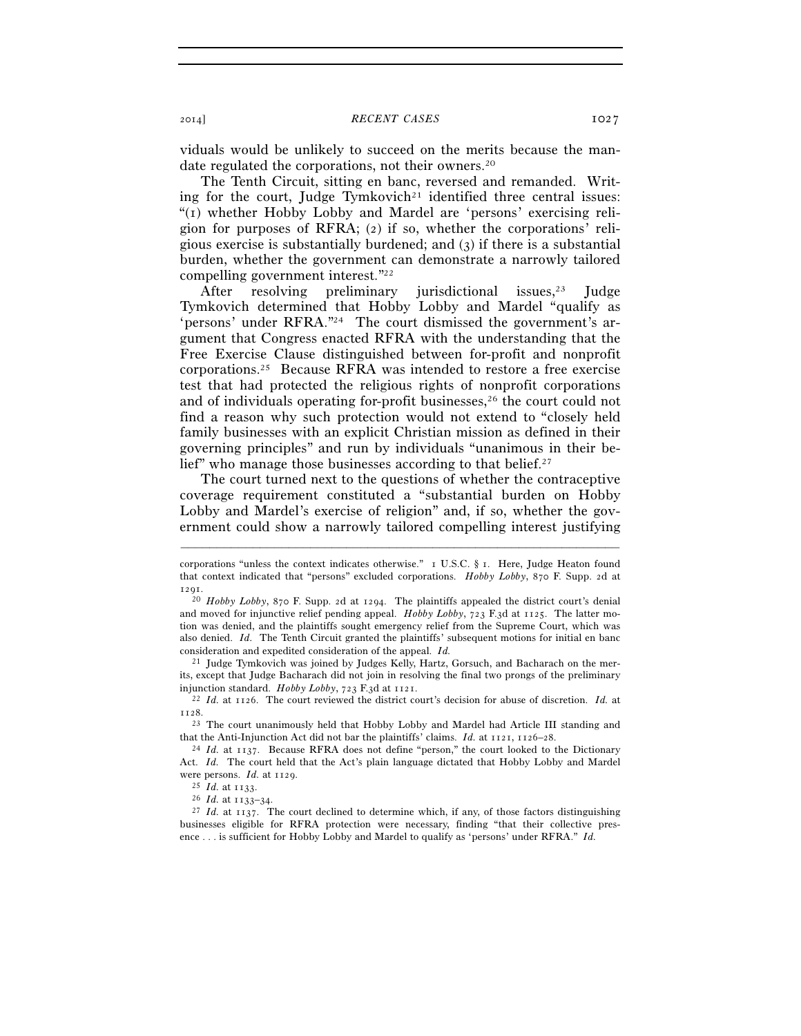viduals would be unlikely to succeed on the merits because the mandate regulated the corporations, not their owners.[20]

The Tenth Circuit, sitting en banc, reversed and remanded. Writing for the court, Judge Tymkovich[21] identified three central issues: "(1) whether Hobby Lobby and Mardel are 'persons' exercising religion for purposes of RFRA; (2) if so, whether the corporations' religious exercise is substantially burdened; and (3) if there is a substantial burden, whether the government can demonstrate a narrowly tailored compelling government interest."[22]

After resolving preliminary jurisdictional issues,[23] Judge Tymkovich determined that Hobby Lobby and Mardel "qualify as 'persons' under RFRA."[24] The court dismissed the government's argument that Congress enacted RFRA with the understanding that the Free Exercise Clause distinguished between for-profit and nonprofit corporations.[25] Because RFRA was intended to restore a free exercise test that had protected the religious rights of nonprofit corporations and of individuals operating for-profit businesses,[26] the court could not find a reason why such protection would not extend to "closely held family businesses with an explicit Christian mission as defined in their governing principles" and run by individuals "unanimous in their belief" who manage those businesses according to that belief.[27]

The court turned next to the questions of whether the contraceptive coverage requirement constituted a "substantial burden on Hobby Lobby and Mardel's exercise of religion" and, if so, whether the government could show a narrowly tailored compelling interest justifying

---

corporations "unless the context indicates otherwise." 1 U.S.C. § 1. Here, Judge Heaton found that context indicated that "persons" excluded corporations. *Hobby Lobby*, 870 F. Supp. 2d at 1291.

[20] *Hobby Lobby*, 870 F. Supp. 2d at 1294. The plaintiffs appealed the district court's denial and moved for injunctive relief pending appeal. *Hobby Lobby*, 723 F.3d at 1125. The latter motion was denied, and the plaintiffs sought emergency relief from the Supreme Court, which was also denied. *Id.* The Tenth Circuit granted the plaintiffs' subsequent motions for initial en banc consideration and expedited consideration of the appeal. *Id.*

[21] Judge Tymkovich was joined by Judges Kelly, Hartz, Gorsuch, and Bacharach on the merits, except that Judge Bacharach did not join in resolving the final two prongs of the preliminary injunction standard. *Hobby Lobby*, 723 F.3d at 1121.

[22] *Id.* at 1126. The court reviewed the district court's decision for abuse of discretion. *Id.* at 1128.

[23] The court unanimously held that Hobby Lobby and Mardel had Article III standing and that the Anti-Injunction Act did not bar the plaintiffs' claims. *Id.* at 1121, 1126–28.

[24] *Id.* at 1137. Because RFRA does not define "person," the court looked to the Dictionary Act. *Id.* The court held that the Act's plain language dictated that Hobby Lobby and Mardel were persons. *Id.* at 1129.

[25] *Id.* at 1133.

[26] *Id.* at 1133–34.

[27] *Id.* at 1137. The court declined to determine which, if any, of those factors distinguishing businesses eligible for RFRA protection were necessary, finding "that their collective presence . . . is sufficient for Hobby Lobby and Mardel to qualify as 'persons' under RFRA." *Id.*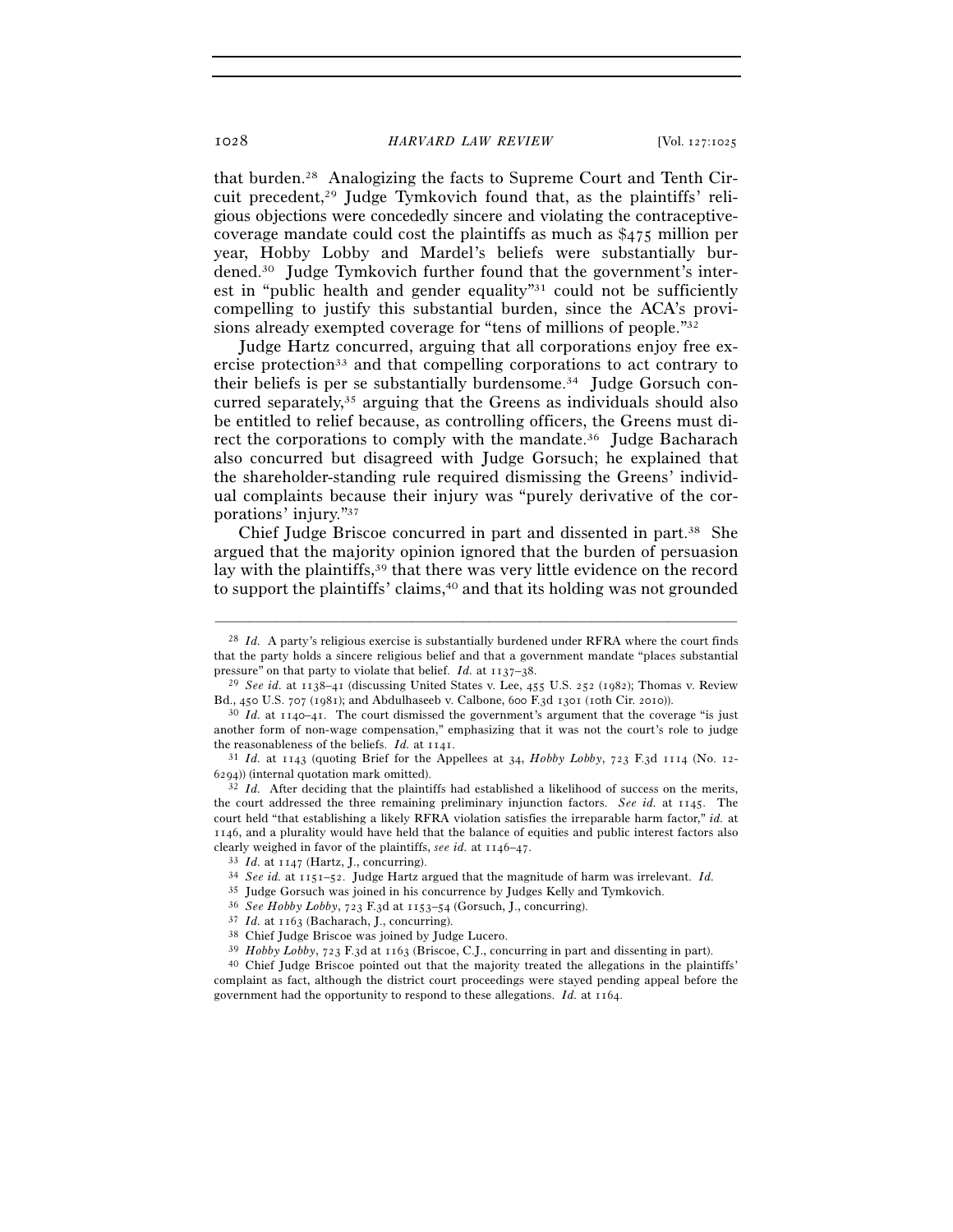that burden.[28] Analogizing the facts to Supreme Court and Tenth Circuit precedent,[29] Judge Tymkovich found that, as the plaintiffs' religious objections were concededly sincere and violating the contraceptive-coverage mandate could cost the plaintiffs as much as $475 million per year, Hobby Lobby and Mardel's beliefs were substantially burdened.[30] Judge Tymkovich further found that the government's interest in "public health and gender equality"[31] could not be sufficiently compelling to justify this substantial burden, since the ACA's provisions already exempted coverage for "tens of millions of people."[32]

Judge Hartz concurred, arguing that all corporations enjoy free exercise protection[33] and that compelling corporations to act contrary to their beliefs is per se substantially burdensome.[34] Judge Gorsuch concurred separately,[35] arguing that the Greens as individuals should also be entitled to relief because, as controlling officers, the Greens must direct the corporations to comply with the mandate.[36] Judge Bacharach also concurred but disagreed with Judge Gorsuch; he explained that the shareholder-standing rule required dismissing the Greens' individual complaints because their injury was "purely derivative of the corporations' injury."[37]

Chief Judge Briscoe concurred in part and dissented in part.[38] She argued that the majority opinion ignored that the burden of persuasion lay with the plaintiffs,[39] that there was very little evidence on the record to support the plaintiffs' claims,[40] and that its holding was not grounded

---

[28] *Id.* A party's religious exercise is substantially burdened under RFRA where the court finds that the party holds a sincere religious belief and that a government mandate "places substantial pressure" on that party to violate that belief. *Id.* at 1137–38.

[29] *See id.* at 1138–41 (discussing United States v. Lee, 455 U.S. 252 (1982); Thomas v. Review Bd., 450 U.S. 707 (1981); and Abdulhaseeb v. Calbone, 600 F.3d 1301 (10th Cir. 2010)).

[30] *Id.* at 1140–41. The court dismissed the government's argument that the coverage "is just another form of non-wage compensation," emphasizing that it was not the court's role to judge the reasonableness of the beliefs. *Id.* at 1141.

[31] *Id.* at 1143 (quoting Brief for the Appellees at 34, *Hobby Lobby*, 723 F.3d 1114 (No. 12-6294)) (internal quotation mark omitted).

[32] *Id.* After deciding that the plaintiffs had established a likelihood of success on the merits, the court addressed the three remaining preliminary injunction factors. *See id.* at 1145. The court held "that establishing a likely RFRA violation satisfies the irreparable harm factor," *id.* at 1146, and a plurality would have held that the balance of equities and public interest factors also clearly weighed in favor of the plaintiffs, *see id.* at 1146–47.

[33] *Id.* at 1147 (Hartz, J., concurring).

[34] *See id.* at 1151–52. Judge Hartz argued that the magnitude of harm was irrelevant. *Id.*

[35] Judge Gorsuch was joined in his concurrence by Judges Kelly and Tymkovich.

[36] *See Hobby Lobby*, 723 F.3d at 1153–54 (Gorsuch, J., concurring).

[37] *Id.* at 1163 (Bacharach, J., concurring).

[38] Chief Judge Briscoe was joined by Judge Lucero.

[39] *Hobby Lobby*, 723 F.3d at 1163 (Briscoe, C.J., concurring in part and dissenting in part).

[40] Chief Judge Briscoe pointed out that the majority treated the allegations in the plaintiffs' complaint as fact, although the district court proceedings were stayed pending appeal before the government had the opportunity to respond to these allegations. *Id.* at 1164.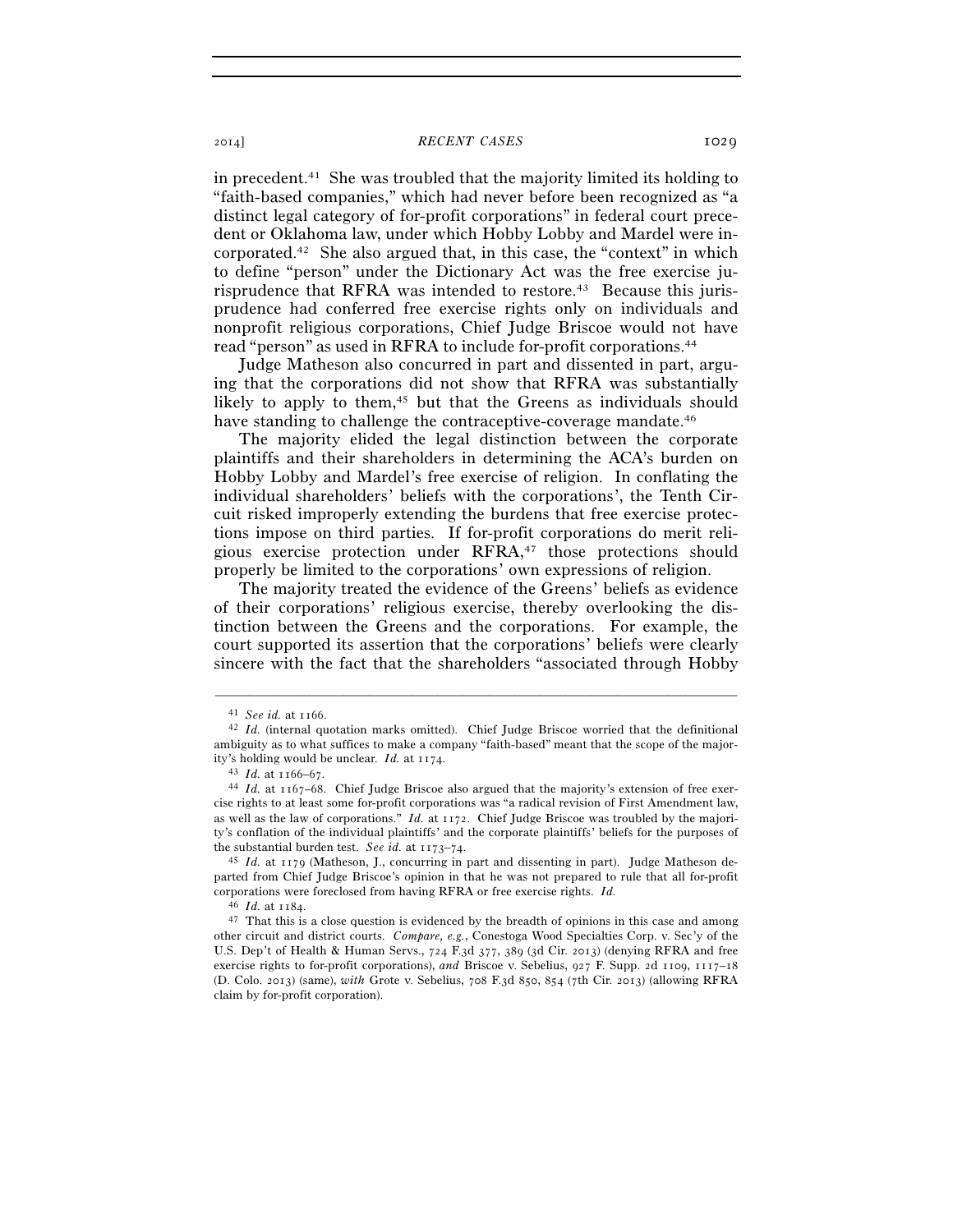in precedent.[41] She was troubled that the majority limited its holding to "faith-based companies," which had never before been recognized as "a distinct legal category of for-profit corporations" in federal court precedent or Oklahoma law, under which Hobby Lobby and Mardel were incorporated.[42] She also argued that, in this case, the "context" in which to define "person" under the Dictionary Act was the free exercise jurisprudence that RFRA was intended to restore.[43] Because this jurisprudence had conferred free exercise rights only on individuals and nonprofit religious corporations, Chief Judge Briscoe would not have read "person" as used in RFRA to include for-profit corporations.[44]

Judge Matheson also concurred in part and dissented in part, arguing that the corporations did not show that RFRA was substantially likely to apply to them,[45] but that the Greens as individuals should have standing to challenge the contraceptive-coverage mandate.[46]

The majority elided the legal distinction between the corporate plaintiffs and their shareholders in determining the ACA's burden on Hobby Lobby and Mardel's free exercise of religion. In conflating the individual shareholders' beliefs with the corporations', the Tenth Circuit risked improperly extending the burdens that free exercise protections impose on third parties. If for-profit corporations do merit religious exercise protection under RFRA,[47] those protections should properly be limited to the corporations' own expressions of religion.

The majority treated the evidence of the Greens' beliefs as evidence of their corporations' religious exercise, thereby overlooking the distinction between the Greens and the corporations. For example, the court supported its assertion that the corporations' beliefs were clearly sincere with the fact that the shareholders "associated through Hobby

---

[41] *See id.* at 1166.

[42] *Id.* (internal quotation marks omitted). Chief Judge Briscoe worried that the definitional ambiguity as to what suffices to make a company "faith-based" meant that the scope of the majority's holding would be unclear. *Id.* at 1174.

[43] *Id.* at 1166–67.

[44] *Id.* at 1167–68. Chief Judge Briscoe also argued that the majority's extension of free exercise rights to at least some for-profit corporations was "a radical revision of First Amendment law, as well as the law of corporations." *Id.* at 1172. Chief Judge Briscoe was troubled by the majority's conflation of the individual plaintiffs' and the corporate plaintiffs' beliefs for the purposes of the substantial burden test. *See id.* at 1173–74.

[45] *Id.* at 1179 (Matheson, J., concurring in part and dissenting in part). Judge Matheson departed from Chief Judge Briscoe's opinion in that he was not prepared to rule that all for-profit corporations were foreclosed from having RFRA or free exercise rights. *Id.*

[46] *Id.* at 1184.

[47] That this is a close question is evidenced by the breadth of opinions in this case and among other circuit and district courts. *Compare, e.g.*, Conestoga Wood Specialties Corp. v. Sec'y of the U.S. Dep't of Health & Human Servs., 724 F.3d 377, 389 (3d Cir. 2013) (denying RFRA and free exercise rights to for-profit corporations), *and* Briscoe v. Sebelius, 927 F. Supp. 2d 1109, 1117–18 (D. Colo. 2013) (same), *with* Grote v. Sebelius, 708 F.3d 850, 854 (7th Cir. 2013) (allowing RFRA claim by for-profit corporation).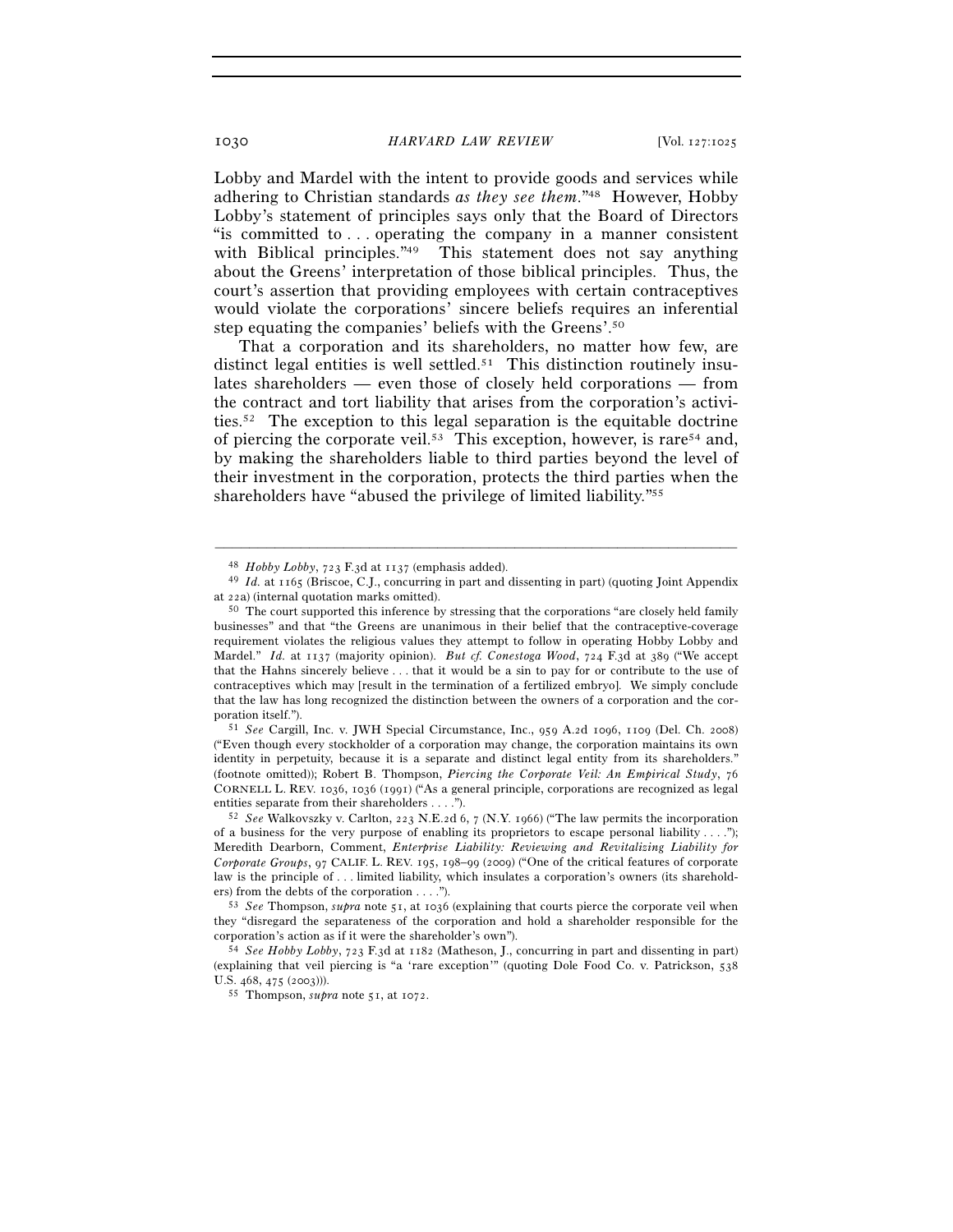Lobby and Mardel with the intent to provide goods and services while adhering to Christian standards *as they see them*."[48] However, Hobby Lobby's statement of principles says only that the Board of Directors "is committed to . . . operating the company in a manner consistent with Biblical principles."[49] This statement does not say anything about the Greens' interpretation of those biblical principles. Thus, the court's assertion that providing employees with certain contraceptives would violate the corporations' sincere beliefs requires an inferential step equating the companies' beliefs with the Greens'.[50]

That a corporation and its shareholders, no matter how few, are distinct legal entities is well settled.[51] This distinction routinely insulates shareholders — even those of closely held corporations — from the contract and tort liability that arises from the corporation's activities.[52] The exception to this legal separation is the equitable doctrine of piercing the corporate veil.[53] This exception, however, is rare[54] and, by making the shareholders liable to third parties beyond the level of their investment in the corporation, protects the third parties when the shareholders have "abused the privilege of limited liability."[55]

---

[48] *Hobby Lobby*, 723 F.3d at 1137 (emphasis added).

[49] *Id.* at 1165 (Briscoe, C.J., concurring in part and dissenting in part) (quoting Joint Appendix at 22a) (internal quotation marks omitted).

[50] The court supported this inference by stressing that the corporations "are closely held family businesses" and that "the Greens are unanimous in their belief that the contraceptive-coverage requirement violates the religious values they attempt to follow in operating Hobby Lobby and Mardel." *Id.* at 1137 (majority opinion). *But cf. Conestoga Wood*, 724 F.3d at 389 ("We accept that the Hahns sincerely believe . . . that it would be a sin to pay for or contribute to the use of contraceptives which may [result in the termination of a fertilized embryo]. We simply conclude that the law has long recognized the distinction between the owners of a corporation and the corporation itself.").

[51] *See* Cargill, Inc. v. JWH Special Circumstance, Inc., 959 A.2d 1096, 1109 (Del. Ch. 2008) ("Even though every stockholder of a corporation may change, the corporation maintains its own identity in perpetuity, because it is a separate and distinct legal entity from its shareholders." (footnote omitted)); Robert B. Thompson, *Piercing the Corporate Veil: An Empirical Study*, 76 CORNELL L. REV. 1036, 1036 (1991) ("As a general principle, corporations are recognized as legal entities separate from their shareholders . . . .").

[52] *See* Walkovszky v. Carlton, 223 N.E.2d 6, 7 (N.Y. 1966) ("The law permits the incorporation of a business for the very purpose of enabling its proprietors to escape personal liability . . . ."); Meredith Dearborn, Comment, *Enterprise Liability: Reviewing and Revitalizing Liability for Corporate Groups*, 97 CALIF. L. REV. 195, 198–99 (2009) ("One of the critical features of corporate law is the principle of . . . limited liability, which insulates a corporation's owners (its shareholders) from the debts of the corporation . . . .").

[53] *See* Thompson, *supra* note 51, at 1036 (explaining that courts pierce the corporate veil when they "disregard the separateness of the corporation and hold a shareholder responsible for the corporation's action as if it were the shareholder's own").

[54] *See Hobby Lobby*, 723 F.3d at 1182 (Matheson, J., concurring in part and dissenting in part) (explaining that veil piercing is "a 'rare exception'" (quoting Dole Food Co. v. Patrickson, 538 U.S. 468, 475 (2003))).

[55] Thompson, *supra* note 51, at 1072.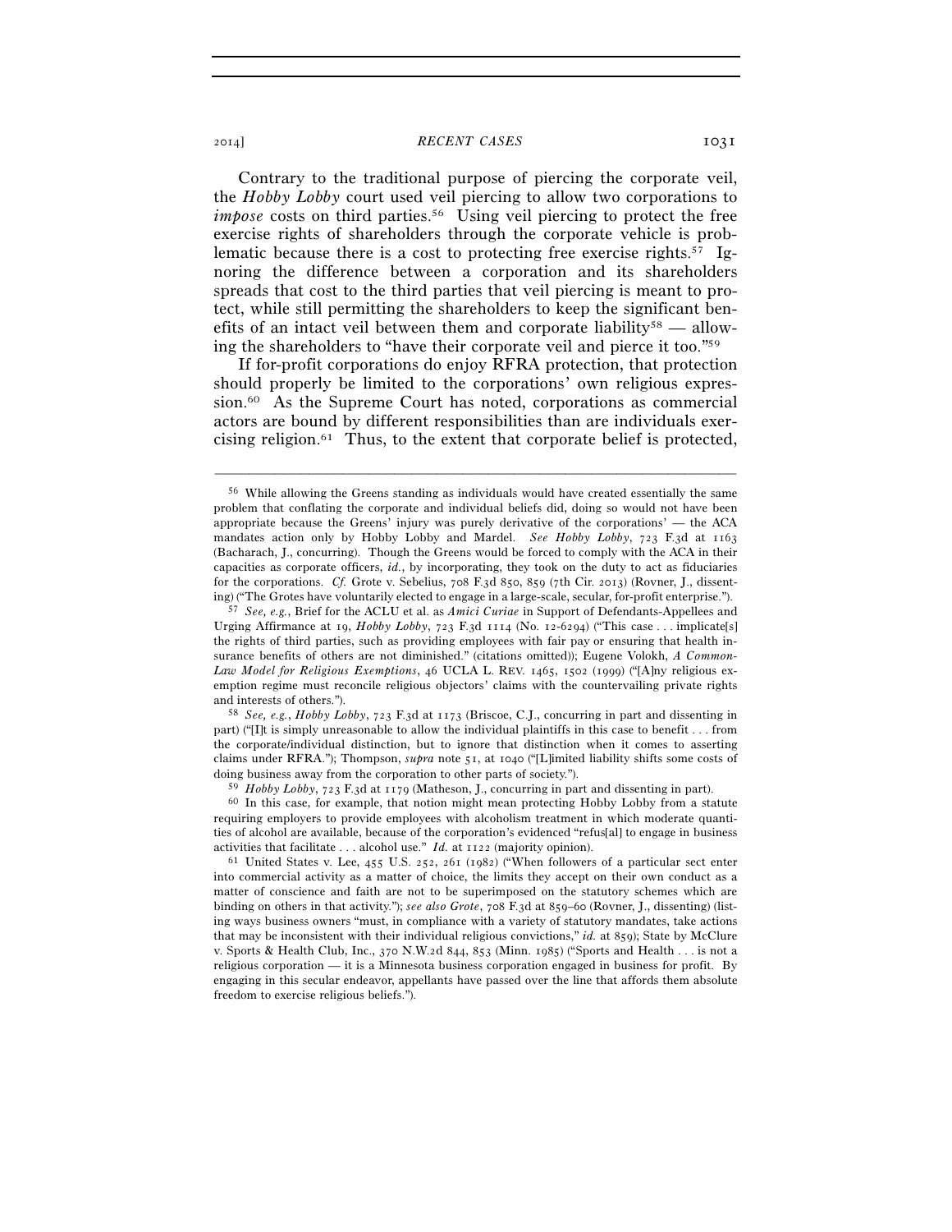Contrary to the traditional purpose of piercing the corporate veil, the *Hobby Lobby* court used veil piercing to allow two corporations to *impose* costs on third parties.[56] Using veil piercing to protect the free exercise rights of shareholders through the corporate vehicle is problematic because there is a cost to protecting free exercise rights.[57] Ignoring the difference between a corporation and its shareholders spreads that cost to the third parties that veil piercing is meant to protect, while still permitting the shareholders to keep the significant benefits of an intact veil between them and corporate liability[58] — allowing the shareholders to "have their corporate veil and pierce it too."[59]

If for-profit corporations do enjoy RFRA protection, that protection should properly be limited to the corporations' own religious expression.[60] As the Supreme Court has noted, corporations as commercial actors are bound by different responsibilities than are individuals exercising religion.[61] Thus, to the extent that corporate belief is protected,

---

[56] While allowing the Greens standing as individuals would have created essentially the same problem that conflating the corporate and individual beliefs did, doing so would not have been appropriate because the Greens' injury was purely derivative of the corporations' — the ACA mandates action only by Hobby Lobby and Mardel. *See Hobby Lobby*, 723 F.3d at 1163 (Bacharach, J., concurring). Though the Greens would be forced to comply with the ACA in their capacities as corporate officers, *id.*, by incorporating, they took on the duty to act as fiduciaries for the corporations. *Cf.* Grote v. Sebelius, 708 F.3d 850, 859 (7th Cir. 2013) (Rovner, J., dissenting) ("The Grotes have voluntarily elected to engage in a large-scale, secular, for-profit enterprise.").

[57] *See, e.g.*, Brief for the ACLU et al. as *Amici Curiae* in Support of Defendants-Appellees and Urging Affirmance at 19, *Hobby Lobby*, 723 F.3d 1114 (No. 12-6294) ("This case . . . implicate[s] the rights of third parties, such as providing employees with fair pay or ensuring that health insurance benefits of others are not diminished." (citations omitted)); Eugene Volokh, *A Common-Law Model for Religious Exemptions*, 46 UCLA L. REV. 1465, 1502 (1999) ("[A]ny religious exemption regime must reconcile religious objectors' claims with the countervailing private rights and interests of others.").

[58] *See, e.g.*, *Hobby Lobby*, 723 F.3d at 1173 (Briscoe, C.J., concurring in part and dissenting in part) ("[I]t is simply unreasonable to allow the individual plaintiffs in this case to benefit . . . from the corporate/individual distinction, but to ignore that distinction when it comes to asserting claims under RFRA."); Thompson, *supra* note 51, at 1040 ("[L]imited liability shifts some costs of doing business away from the corporation to other parts of society.").

[59] *Hobby Lobby*, 723 F.3d at 1179 (Matheson, J., concurring in part and dissenting in part).

[60] In this case, for example, that notion might mean protecting Hobby Lobby from a statute requiring employers to provide employees with alcoholism treatment in which moderate quantities of alcohol are available, because of the corporation's evidenced "refus[al] to engage in business activities that facilitate . . . alcohol use." *Id.* at 1122 (majority opinion).

[61] United States v. Lee, 455 U.S. 252, 261 (1982) ("When followers of a particular sect enter into commercial activity as a matter of choice, the limits they accept on their own conduct as a matter of conscience and faith are not to be superimposed on the statutory schemes which are binding on others in that activity."); *see also Grote*, 708 F.3d at 859–60 (Rovner, J., dissenting) (listing ways business owners "must, in compliance with a variety of statutory mandates, take actions that may be inconsistent with their individual religious convictions," *id.* at 859); State by McClure v. Sports & Health Club, Inc., 370 N.W.2d 844, 853 (Minn. 1985) ("Sports and Health . . . is not a religious corporation — it is a Minnesota business corporation engaged in business for profit. By engaging in this secular endeavor, appellants have passed over the line that affords them absolute freedom to exercise religious beliefs.").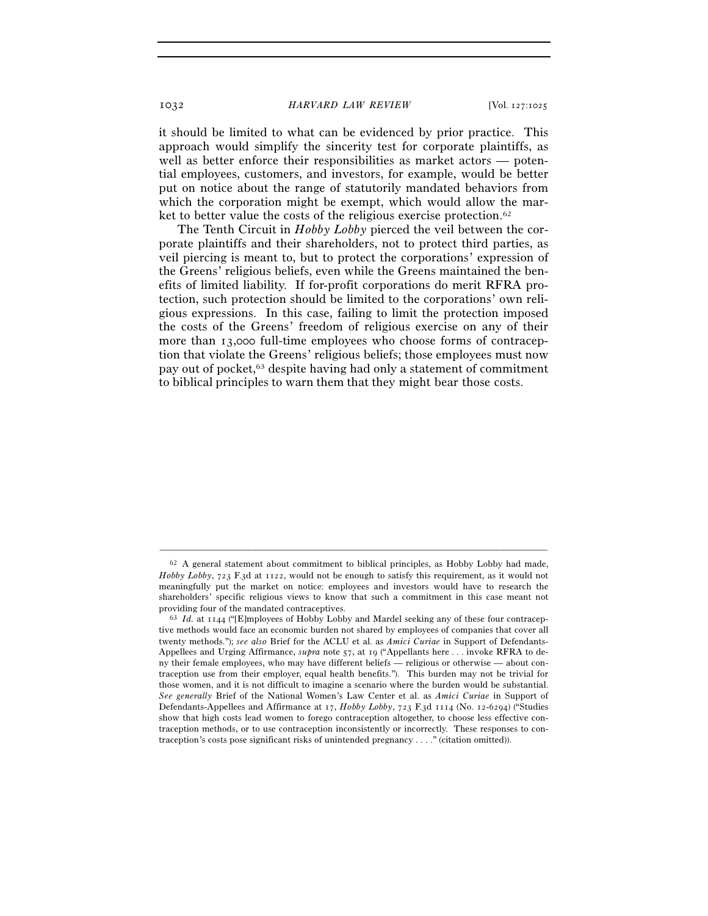it should be limited to what can be evidenced by prior practice. This approach would simplify the sincerity test for corporate plaintiffs, as well as better enforce their responsibilities as market actors — potential employees, customers, and investors, for example, would be better put on notice about the range of statutorily mandated behaviors from which the corporation might be exempt, which would allow the market to better value the costs of the religious exercise protection.[62]

The Tenth Circuit in *Hobby Lobby* pierced the veil between the corporate plaintiffs and their shareholders, not to protect third parties, as veil piercing is meant to, but to protect the corporations' expression of the Greens' religious beliefs, even while the Greens maintained the benefits of limited liability. If for-profit corporations do merit RFRA protection, such protection should be limited to the corporations' own religious expressions. In this case, failing to limit the protection imposed the costs of the Greens' freedom of religious exercise on any of their more than 13,000 full-time employees who choose forms of contraception that violate the Greens' religious beliefs; those employees must now pay out of pocket,[63] despite having had only a statement of commitment to biblical principles to warn them that they might bear those costs.

---

[62] A general statement about commitment to biblical principles, as Hobby Lobby had made, *Hobby Lobby*, 723 F.3d at 1122, would not be enough to satisfy this requirement, as it would not meaningfully put the market on notice: employees and investors would have to research the shareholders' specific religious views to know that such a commitment in this case meant not providing four of the mandated contraceptives.

[63] *Id.* at 1144 ("[E]mployees of Hobby Lobby and Mardel seeking any of these four contraceptive methods would face an economic burden not shared by employees of companies that cover all twenty methods."); *see also* Brief for the ACLU et al. as *Amici Curiae* in Support of Defendants-Appellees and Urging Affirmance, *supra* note 57, at 19 ("Appellants here . . . invoke RFRA to deny their female employees, who may have different beliefs — religious or otherwise — about contraception use from their employer, equal health benefits."). This burden may not be trivial for those women, and it is not difficult to imagine a scenario where the burden would be substantial. *See generally* Brief of the National Women's Law Center et al. as *Amici Curiae* in Support of Defendants-Appellees and Affirmance at 17, *Hobby Lobby*, 723 F.3d 1114 (No. 12-6294) ("Studies show that high costs lead women to forego contraception altogether, to choose less effective contraception methods, or to use contraception inconsistently or incorrectly. These responses to contraception's costs pose significant risks of unintended pregnancy . . . ." (citation omitted)).